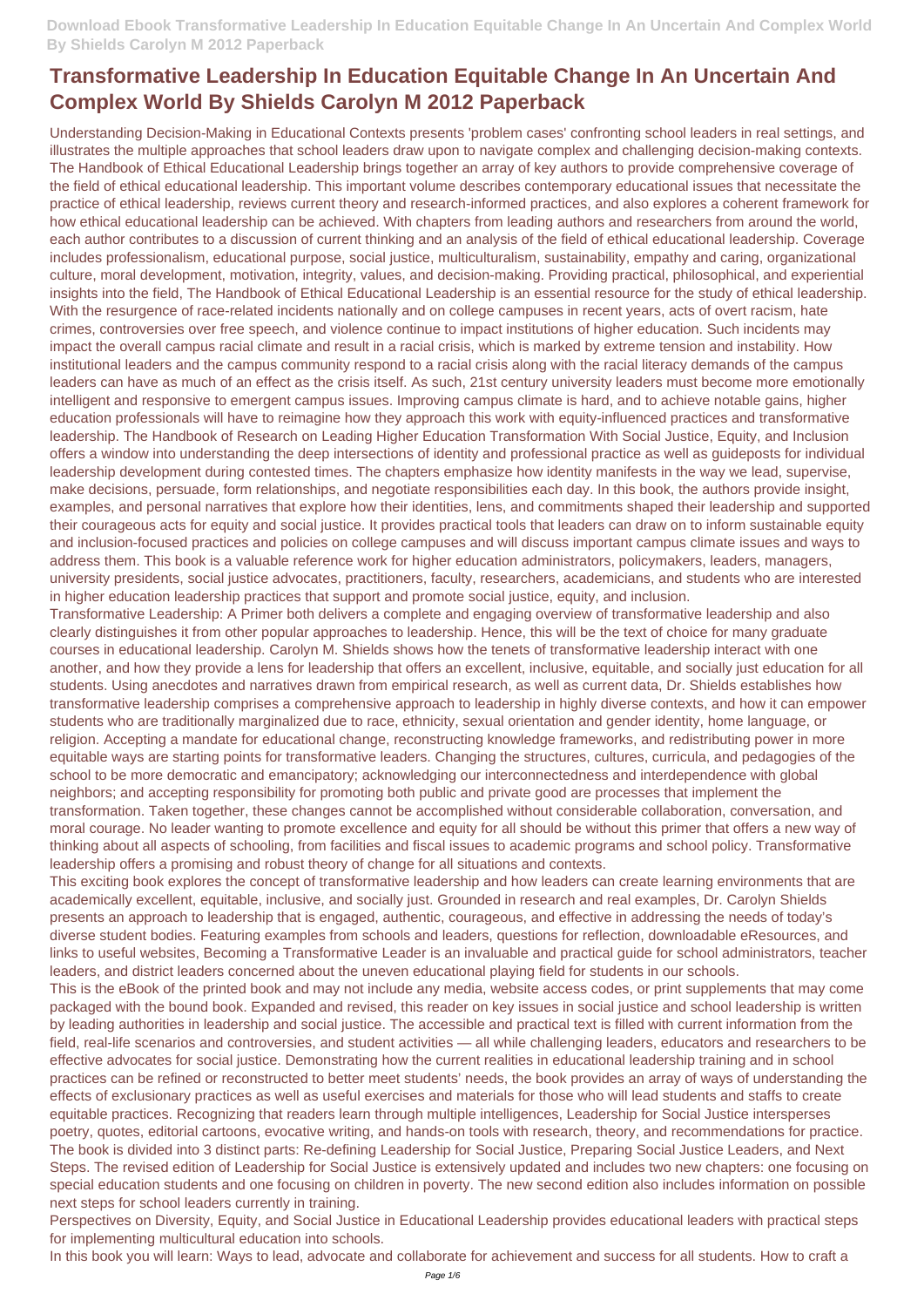# Transformative Leadership In Education Equitable Change In An Uncertain And Complex World By Shields Carolyn M 2012 Paperback

Understanding Decision-Making in Educational Contexts presents 'problem cases' confronting school leaders in real settings, and illustrates the multiple approaches that school leaders draw upon to navigate complex and challenging decision-making contexts.

The Handbook of Ethical Educational Leadership brings together an array of key authors to provide comprehensive coverage of the field of ethical educational leadership. This important volume describes contemporary educational issues that necessitate the practice of ethical leadership, reviews current theory and research-informed practices, and also explores a coherent framework for how ethical educational leadership can be achieved. With chapters from leading authors and researchers from around the world, each author contributes to a discussion of current thinking and an analysis of the field of ethical educational leadership. Coverage includes professionalism, educational purpose, social justice, multiculturalism, sustainability, empathy and caring, organizational culture, moral development, motivation, integrity, values, and decision-making. Providing practical, philosophical, and experiential insights into the field, The Handbook of Ethical Educational Leadership is an essential resource for the study of ethical leadership.

With the resurgence of race-related incidents nationally and on college campuses in recent years, acts of overt racism, hate crimes, controversies over free speech, and violence continue to impact institutions of higher education. Such incidents may impact the overall campus racial climate and result in a racial crisis, which is marked by extreme tension and instability. How institutional leaders and the campus community respond to a racial crisis along with the racial literacy demands of the campus leaders can have as much of an effect as the crisis itself. As such, 21st century university leaders must become more emotionally intelligent and responsive to emergent campus issues. Improving campus climate is hard, and to achieve notable gains, higher education professionals will have to reimagine how they approach this work with equity-influenced practices and transformative leadership. The Handbook of Research on Leading Higher Education Transformation With Social Justice, Equity, and Inclusion offers a window into understanding the deep intersections of identity and professional practice as well as guideposts for individual leadership development during contested times. The chapters emphasize how identity manifests in the way we lead, supervise, make decisions, persuade, form relationships, and negotiate responsibilities each day. In this book, the authors provide insight, examples, and personal narratives that explore how their identities, lens, and commitments shaped their leadership and supported their courageous acts for equity and social justice. It provides practical tools that leaders can draw on to inform sustainable equity and inclusion-focused practices and policies on college campuses and will discuss important campus climate issues and ways to address them. This book is a valuable reference work for higher education administrators, policymakers, leaders, managers, university presidents, social justice advocates, practitioners, faculty, researchers, academicians, and students who are interested in higher education leadership practices that support and promote social justice, equity, and inclusion.

Transformative Leadership: A Primer both delivers a complete and engaging overview of transformative leadership and also clearly distinguishes it from other popular approaches to leadership. Hence, this will be the text of choice for many graduate courses in educational leadership. Carolyn M. Shields shows how the tenets of transformative leadership interact with one another, and how they provide a lens for leadership that offers an excellent, inclusive, equitable, and socially just education for all students. Using anecdotes and narratives drawn from empirical research, as well as current data, Dr. Shields establishes how transformative leadership comprises a comprehensive approach to leadership in highly diverse contexts, and how it can empower students who are traditionally marginalized due to race, ethnicity, sexual orientation and gender identity, home language, or religion. Accepting a mandate for educational change, reconstructing knowledge frameworks, and redistributing power in more equitable ways are starting points for transformative leaders. Changing the structures, cultures, curricula, and pedagogies of the school to be more democratic and emancipatory; acknowledging our interconnectedness and interdependence with global neighbors; and accepting responsibility for promoting both public and private good are processes that implement the transformation. Taken together, these changes cannot be accomplished without considerable collaboration, conversation, and moral courage. No leader wanting to promote excellence and equity for all should be without this primer that offers a new way of thinking about all aspects of schooling, from facilities and fiscal issues to academic programs and school policy. Transformative leadership offers a promising and robust theory of change for all situations and contexts.

This exciting book explores the concept of transformative leadership and how leaders can create learning environments that are academically excellent, equitable, inclusive, and socially just. Grounded in research and real examples, Dr. Carolyn Shields presents an approach to leadership that is engaged, authentic, courageous, and effective in addressing the needs of today's diverse student bodies. Featuring examples from schools and leaders, questions for reflection, downloadable eResources, and links to useful websites, Becoming a Transformative Leader is an invaluable and practical guide for school administrators, teacher leaders, and district leaders concerned about the uneven educational playing field for students in our schools.

This is the eBook of the printed book and may not include any media, website access codes, or print supplements that may come packaged with the bound book. Expanded and revised, this reader on key issues in social justice and school leadership is written by leading authorities in leadership and social justice. The accessible and practical text is filled with current information from the field, real-life scenarios and controversies, and student activities — all while challenging leaders, educators and researchers to be effective advocates for social justice. Demonstrating how the current realities in educational leadership training and in school practices can be refined or reconstructed to better meet students' needs, the book provides an array of ways of understanding the effects of exclusionary practices as well as useful exercises and materials for those who will lead students and staffs to create equitable practices. Recognizing that readers learn through multiple intelligences, Leadership for Social Justice intersperses poetry, quotes, editorial cartoons, evocative writing, and hands-on tools with research, theory, and recommendations for practice. The book is divided into 3 distinct parts: Re-defining Leadership for Social Justice, Preparing Social Justice Leaders, and Next Steps. The revised edition of Leadership for Social Justice is extensively updated and includes two new chapters: one focusing on special education students and one focusing on children in poverty. The new second edition also includes information on possible next steps for school leaders currently in training.

Perspectives on Diversity, Equity, and Social Justice in Educational Leadership provides educational leaders with practical steps for implementing multicultural education into schools.

In this book you will learn: Ways to lead, advocate and collaborate for achievement and success for all students. How to craft a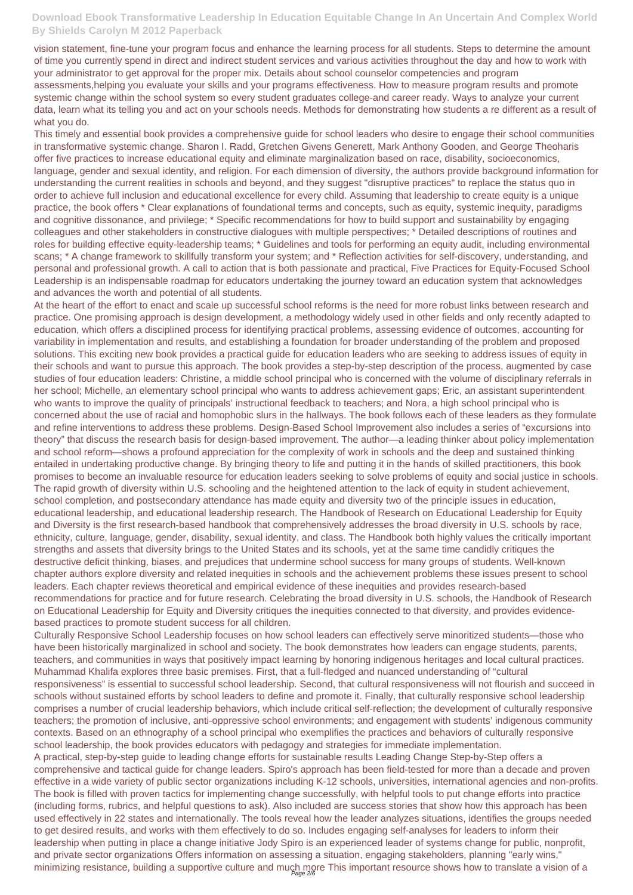vision statement, fine-tune your program focus and enhance the learning process for all students. Steps to determine the amount of time you currently spend in direct and indirect student services and various activities throughout the day and how to work with your administrator to get approval for the proper mix. Details about school counselor competencies and program assessments,helping you evaluate your skills and your programs effectiveness. How to measure program results and promote systemic change within the school system so every student graduates college-and career ready. Ways to analyze your current data, learn what its telling you and act on your schools needs. Methods for demonstrating how students a re different as a result of what you do.

This timely and essential book provides a comprehensive guide for school leaders who desire to engage their school communities in transformative systemic change. Sharon I. Radd, Gretchen Givens Generett, Mark Anthony Gooden, and George Theoharis offer five practices to increase educational equity and eliminate marginalization based on race, disability, socioeconomics, language, gender and sexual identity, and religion. For each dimension of diversity, the authors provide background information for understanding the current realities in schools and beyond, and they suggest "disruptive practices" to replace the status quo in order to achieve full inclusion and educational excellence for every child. Assuming that leadership to create equity is a unique practice, the book offers * Clear explanations of foundational terms and concepts, such as equity, systemic inequity, paradigms and cognitive dissonance, and privilege; * Specific recommendations for how to build support and sustainability by engaging colleagues and other stakeholders in constructive dialogues with multiple perspectives; * Detailed descriptions of routines and roles for building effective equity-leadership teams; * Guidelines and tools for performing an equity audit, including environmental scans; * A change framework to skillfully transform your system; and * Reflection activities for self-discovery, understanding, and personal and professional growth. A call to action that is both passionate and practical, Five Practices for Equity-Focused School Leadership is an indispensable roadmap for educators undertaking the journey toward an education system that acknowledges and advances the worth and potential of all students.

At the heart of the effort to enact and scale up successful school reforms is the need for more robust links between research and practice. One promising approach is design development, a methodology widely used in other fields and only recently adapted to education, which offers a disciplined process for identifying practical problems, assessing evidence of outcomes, accounting for variability in implementation and results, and establishing a foundation for broader understanding of the problem and proposed solutions. This exciting new book provides a practical guide for education leaders who are seeking to address issues of equity in their schools and want to pursue this approach. The book provides a step-by-step description of the process, augmented by case studies of four education leaders: Christine, a middle school principal who is concerned with the volume of disciplinary referrals in her school; Michelle, an elementary school principal who wants to address achievement gaps; Eric, an assistant superintendent who wants to improve the quality of principals' instructional feedback to teachers; and Nora, a high school principal who is concerned about the use of racial and homophobic slurs in the hallways. The book follows each of these leaders as they formulate and refine interventions to address these problems. Design-Based School Improvement also includes a series of "excursions into theory" that discuss the research basis for design-based improvement. The author—a leading thinker about policy implementation and school reform—shows a profound appreciation for the complexity of work in schools and the deep and sustained thinking entailed in undertaking productive change. By bringing theory to life and putting it in the hands of skilled practitioners, this book promises to become an invaluable resource for education leaders seeking to solve problems of equity and social justice in schools.

The rapid growth of diversity within U.S. schooling and the heightened attention to the lack of equity in student achievement, school completion, and postsecondary attendance has made equity and diversity two of the principle issues in education, educational leadership, and educational leadership research. The Handbook of Research on Educational Leadership for Equity and Diversity is the first research-based handbook that comprehensively addresses the broad diversity in U.S. schools by race, ethnicity, culture, language, gender, disability, sexual identity, and class. The Handbook both highly values the critically important strengths and assets that diversity brings to the United States and its schools, yet at the same time candidly critiques the destructive deficit thinking, biases, and prejudices that undermine school success for many groups of students. Well-known chapter authors explore diversity and related inequities in schools and the achievement problems these issues present to school leaders. Each chapter reviews theoretical and empirical evidence of these inequities and provides research-based recommendations for practice and for future research. Celebrating the broad diversity in U.S. schools, the Handbook of Research on Educational Leadership for Equity and Diversity critiques the inequities connected to that diversity, and provides evidence-based practices to promote student success for all children.

Culturally Responsive School Leadership focuses on how school leaders can effectively serve minoritized students—those who have been historically marginalized in school and society. The book demonstrates how leaders can engage students, parents, teachers, and communities in ways that positively impact learning by honoring indigenous heritages and local cultural practices. Muhammad Khalifa explores three basic premises. First, that a full-fledged and nuanced understanding of "cultural responsiveness" is essential to successful school leadership. Second, that cultural responsiveness will not flourish and succeed in schools without sustained efforts by school leaders to define and promote it. Finally, that culturally responsive school leadership comprises a number of crucial leadership behaviors, which include critical self-reflection; the development of culturally responsive teachers; the promotion of inclusive, anti-oppressive school environments; and engagement with students' indigenous community contexts. Based on an ethnography of a school principal who exemplifies the practices and behaviors of culturally responsive school leadership, the book provides educators with pedagogy and strategies for immediate implementation.

A practical, step-by-step guide to leading change efforts for sustainable results Leading Change Step-by-Step offers a comprehensive and tactical guide for change leaders. Spiro's approach has been field-tested for more than a decade and proven effective in a wide variety of public sector organizations including K-12 schools, universities, international agencies and non-profits. The book is filled with proven tactics for implementing change successfully, with helpful tools to put change efforts into practice (including forms, rubrics, and helpful questions to ask). Also included are success stories that show how this approach has been used effectively in 22 states and internationally. The tools reveal how the leader analyzes situations, identifies the groups needed to get desired results, and works with them effectively to do so. Includes engaging self-analyses for leaders to inform their leadership when putting in place a change initiative Jody Spiro is an experienced leader of systems change for public, nonprofit, and private sector organizations Offers information on assessing a situation, engaging stakeholders, planning "early wins," minimizing resistance, building a supportive culture and much more This important resource shows how to translate a vision of a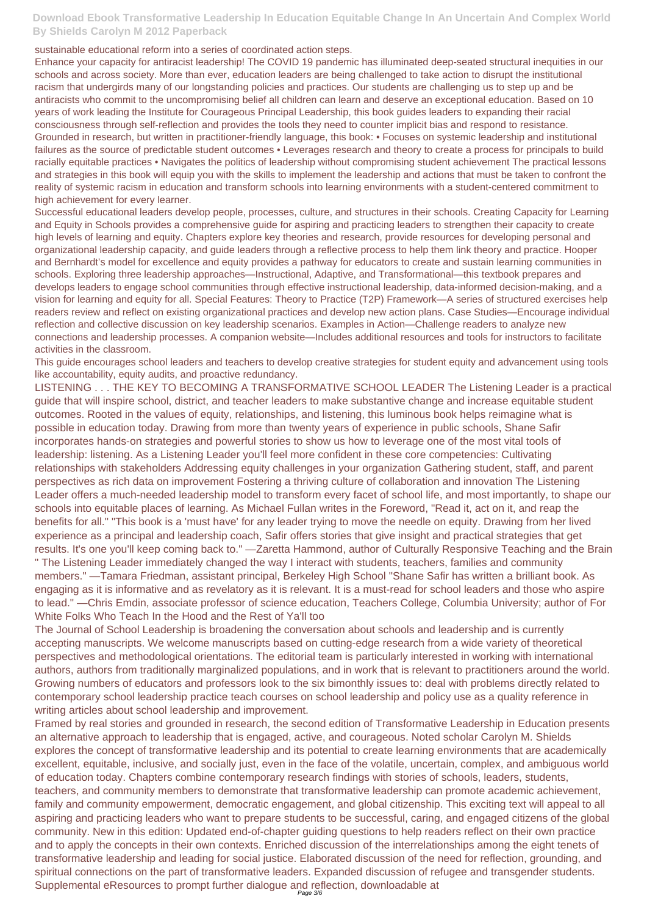sustainable educational reform into a series of coordinated action steps.

Enhance your capacity for antiracist leadership! The COVID 19 pandemic has illuminated deep-seated structural inequities in our schools and across society. More than ever, education leaders are being challenged to take action to disrupt the institutional racism that undergirds many of our longstanding policies and practices. Our students are challenging us to step up and be antiracists who commit to the uncompromising belief all children can learn and deserve an exceptional education. Based on 10 years of work leading the Institute for Courageous Principal Leadership, this book guides leaders to expanding their racial consciousness through self-reflection and provides the tools they need to counter implicit bias and respond to resistance. Grounded in research, but written in practitioner-friendly language, this book: • Focuses on systemic leadership and institutional failures as the source of predictable student outcomes • Leverages research and theory to create a process for principals to build racially equitable practices • Navigates the politics of leadership without compromising student achievement The practical lessons and strategies in this book will equip you with the skills to implement the leadership and actions that must be taken to confront the reality of systemic racism in education and transform schools into learning environments with a student-centered commitment to high achievement for every learner.

Successful educational leaders develop people, processes, culture, and structures in their schools. Creating Capacity for Learning and Equity in Schools provides a comprehensive guide for aspiring and practicing leaders to strengthen their capacity to create high levels of learning and equity. Chapters explore key theories and research, provide resources for developing personal and organizational leadership capacity, and guide leaders through a reflective process to help them link theory and practice. Hooper and Bernhardt's model for excellence and equity provides a pathway for educators to create and sustain learning communities in schools. Exploring three leadership approaches—Instructional, Adaptive, and Transformational—this textbook prepares and develops leaders to engage school communities through effective instructional leadership, data-informed decision-making, and a vision for learning and equity for all. Special Features: Theory to Practice (T2P) Framework—A series of structured exercises help readers review and reflect on existing organizational practices and develop new action plans. Case Studies—Encourage individual reflection and collective discussion on key leadership scenarios. Examples in Action—Challenge readers to analyze new connections and leadership processes. A companion website—Includes additional resources and tools for instructors to facilitate activities in the classroom.

This guide encourages school leaders and teachers to develop creative strategies for student equity and advancement using tools like accountability, equity audits, and proactive redundancy.

LISTENING . . . THE KEY TO BECOMING A TRANSFORMATIVE SCHOOL LEADER The Listening Leader is a practical guide that will inspire school, district, and teacher leaders to make substantive change and increase equitable student outcomes. Rooted in the values of equity, relationships, and listening, this luminous book helps reimagine what is possible in education today. Drawing from more than twenty years of experience in public schools, Shane Safir incorporates hands-on strategies and powerful stories to show us how to leverage one of the most vital tools of leadership: listening. As a Listening Leader you'll feel more confident in these core competencies: Cultivating relationships with stakeholders Addressing equity challenges in your organization Gathering student, staff, and parent perspectives as rich data on improvement Fostering a thriving culture of collaboration and innovation The Listening Leader offers a much-needed leadership model to transform every facet of school life, and most importantly, to shape our schools into equitable places of learning. As Michael Fullan writes in the Foreword, "Read it, act on it, and reap the benefits for all." "This book is a 'must have' for any leader trying to move the needle on equity. Drawing from her lived experience as a principal and leadership coach, Safir offers stories that give insight and practical strategies that get results. It's one you'll keep coming back to." —Zaretta Hammond, author of Culturally Responsive Teaching and the Brain " The Listening Leader immediately changed the way I interact with students, teachers, families and community members." —Tamara Friedman, assistant principal, Berkeley High School "Shane Safir has written a brilliant book. As engaging as it is informative and as revelatory as it is relevant. It is a must-read for school leaders and those who aspire to lead." —Chris Emdin, associate professor of science education, Teachers College, Columbia University; author of For White Folks Who Teach In the Hood and the Rest of Ya'll too

The Journal of School Leadership is broadening the conversation about schools and leadership and is currently accepting manuscripts. We welcome manuscripts based on cutting-edge research from a wide variety of theoretical perspectives and methodological orientations. The editorial team is particularly interested in working with international authors, authors from traditionally marginalized populations, and in work that is relevant to practitioners around the world. Growing numbers of educators and professors look to the six bimonthly issues to: deal with problems directly related to contemporary school leadership practice teach courses on school leadership and policy use as a quality reference in writing articles about school leadership and improvement.

Framed by real stories and grounded in research, the second edition of Transformative Leadership in Education presents an alternative approach to leadership that is engaged, active, and courageous. Noted scholar Carolyn M. Shields explores the concept of transformative leadership and its potential to create learning environments that are academically excellent, equitable, inclusive, and socially just, even in the face of the volatile, uncertain, complex, and ambiguous world of education today. Chapters combine contemporary research findings with stories of schools, leaders, students, teachers, and community members to demonstrate that transformative leadership can promote academic achievement, family and community empowerment, democratic engagement, and global citizenship. This exciting text will appeal to all aspiring and practicing leaders who want to prepare students to be successful, caring, and engaged citizens of the global community. New in this edition: Updated end-of-chapter guiding questions to help readers reflect on their own practice and to apply the concepts in their own contexts. Enriched discussion of the interrelationships among the eight tenets of transformative leadership and leading for social justice. Elaborated discussion of the need for reflection, grounding, and spiritual connections on the part of transformative leaders. Expanded discussion of refugee and transgender students. Supplemental eResources to prompt further dialogue and reflection, downloadable at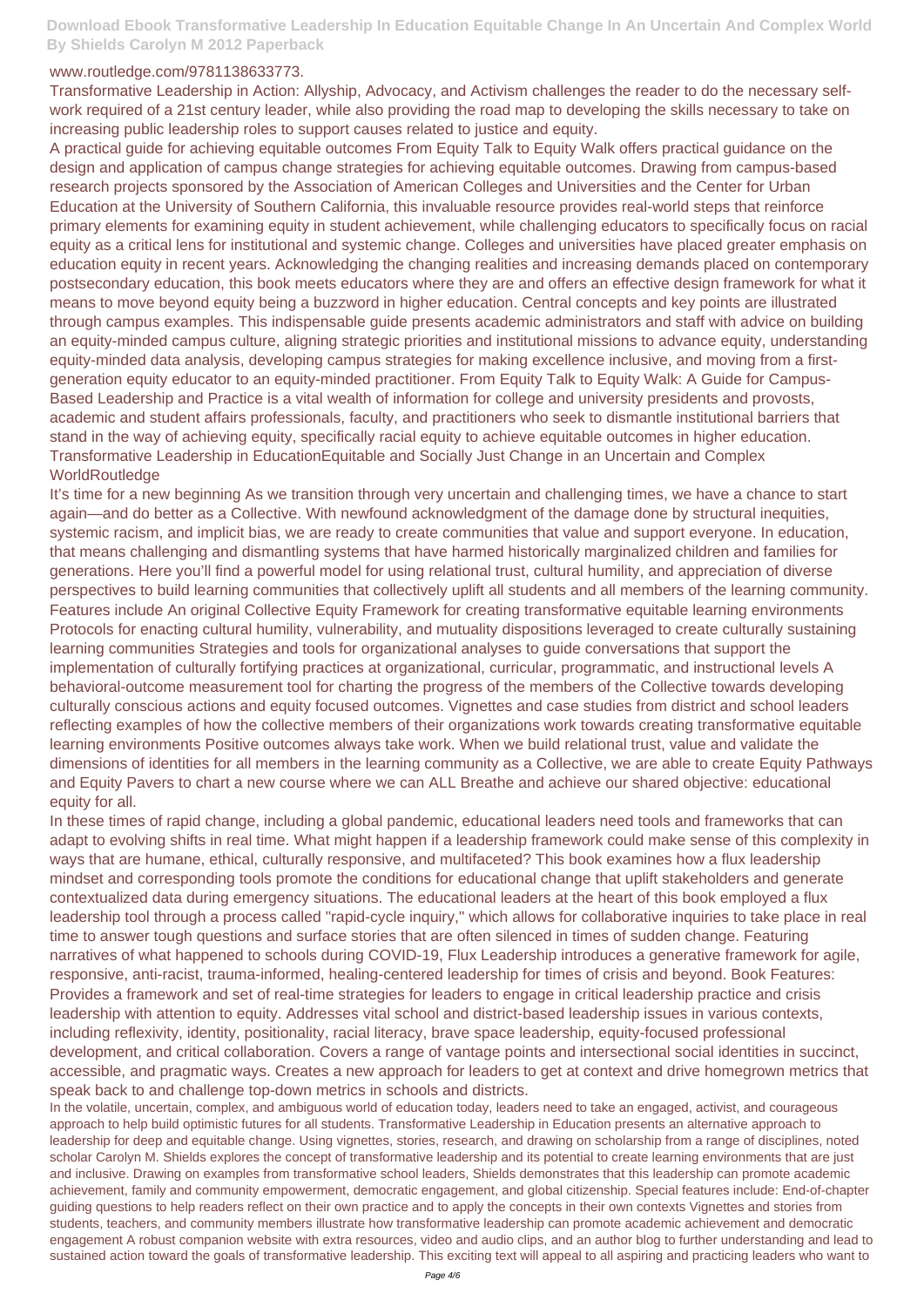www.routledge.com/9781138633773.

Transformative Leadership in Action: Allyship, Advocacy, and Activism challenges the reader to do the necessary self-work required of a 21st century leader, while also providing the road map to developing the skills necessary to take on increasing public leadership roles to support causes related to justice and equity.

A practical guide for achieving equitable outcomes From Equity Talk to Equity Walk offers practical guidance on the design and application of campus change strategies for achieving equitable outcomes. Drawing from campus-based research projects sponsored by the Association of American Colleges and Universities and the Center for Urban Education at the University of Southern California, this invaluable resource provides real-world steps that reinforce primary elements for examining equity in student achievement, while challenging educators to specifically focus on racial equity as a critical lens for institutional and systemic change. Colleges and universities have placed greater emphasis on education equity in recent years. Acknowledging the changing realities and increasing demands placed on contemporary postsecondary education, this book meets educators where they are and offers an effective design framework for what it means to move beyond equity being a buzzword in higher education. Central concepts and key points are illustrated through campus examples. This indispensable guide presents academic administrators and staff with advice on building an equity-minded campus culture, aligning strategic priorities and institutional missions to advance equity, understanding equity-minded data analysis, developing campus strategies for making excellence inclusive, and moving from a first-generation equity educator to an equity-minded practitioner. From Equity Talk to Equity Walk: A Guide for Campus-Based Leadership and Practice is a vital wealth of information for college and university presidents and provosts, academic and student affairs professionals, faculty, and practitioners who seek to dismantle institutional barriers that stand in the way of achieving equity, specifically racial equity to achieve equitable outcomes in higher education.

Transformative Leadership in EducationEquitable and Socially Just Change in an Uncertain and Complex WorldRoutledge

It's time for a new beginning As we transition through very uncertain and challenging times, we have a chance to start again—and do better as a Collective. With newfound acknowledgment of the damage done by structural inequities, systemic racism, and implicit bias, we are ready to create communities that value and support everyone. In education, that means challenging and dismantling systems that have harmed historically marginalized children and families for generations. Here you'll find a powerful model for using relational trust, cultural humility, and appreciation of diverse perspectives to build learning communities that collectively uplift all students and all members of the learning community. Features include An original Collective Equity Framework for creating transformative equitable learning environments Protocols for enacting cultural humility, vulnerability, and mutuality dispositions leveraged to create culturally sustaining learning communities Strategies and tools for organizational analyses to guide conversations that support the implementation of culturally fortifying practices at organizational, curricular, programmatic, and instructional levels A behavioral-outcome measurement tool for charting the progress of the members of the Collective towards developing culturally conscious actions and equity focused outcomes. Vignettes and case studies from district and school leaders reflecting examples of how the collective members of their organizations work towards creating transformative equitable learning environments Positive outcomes always take work. When we build relational trust, value and validate the dimensions of identities for all members in the learning community as a Collective, we are able to create Equity Pathways and Equity Pavers to chart a new course where we can ALL Breathe and achieve our shared objective: educational equity for all.

In these times of rapid change, including a global pandemic, educational leaders need tools and frameworks that can adapt to evolving shifts in real time. What might happen if a leadership framework could make sense of this complexity in ways that are humane, ethical, culturally responsive, and multifaceted? This book examines how a flux leadership mindset and corresponding tools promote the conditions for educational change that uplift stakeholders and generate contextualized data during emergency situations. The educational leaders at the heart of this book employed a flux leadership tool through a process called "rapid-cycle inquiry," which allows for collaborative inquiries to take place in real time to answer tough questions and surface stories that are often silenced in times of sudden change. Featuring narratives of what happened to schools during COVID-19, Flux Leadership introduces a generative framework for agile, responsive, anti-racist, trauma-informed, healing-centered leadership for times of crisis and beyond. Book Features: Provides a framework and set of real-time strategies for leaders to engage in critical leadership practice and crisis leadership with attention to equity. Addresses vital school and district-based leadership issues in various contexts, including reflexivity, identity, positionality, racial literacy, brave space leadership, equity-focused professional development, and critical collaboration. Covers a range of vantage points and intersectional social identities in succinct, accessible, and pragmatic ways. Creates a new approach for leaders to get at context and drive homegrown metrics that speak back to and challenge top-down metrics in schools and districts.

In the volatile, uncertain, complex, and ambiguous world of education today, leaders need to take an engaged, activist, and courageous approach to help build optimistic futures for all students. Transformative Leadership in Education presents an alternative approach to leadership for deep and equitable change. Using vignettes, stories, research, and drawing on scholarship from a range of disciplines, noted scholar Carolyn M. Shields explores the concept of transformative leadership and its potential to create learning environments that are just and inclusive. Drawing on examples from transformative school leaders, Shields demonstrates that this leadership can promote academic achievement, family and community empowerment, democratic engagement, and global citizenship. Special features include: End-of-chapter guiding questions to help readers reflect on their own practice and to apply the concepts in their own contexts Vignettes and stories from students, teachers, and community members illustrate how transformative leadership can promote academic achievement and democratic engagement A robust companion website with extra resources, video and audio clips, and an author blog to further understanding and lead to sustained action toward the goals of transformative leadership. This exciting text will appeal to all aspiring and practicing leaders who want to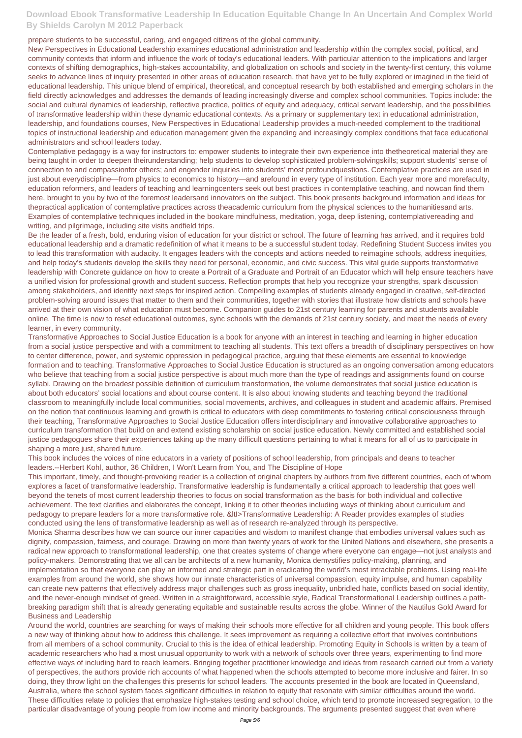prepare students to be successful, caring, and engaged citizens of the global community.

New Perspectives in Educational Leadership examines educational administration and leadership within the complex social, political, and community contexts that inform and influence the work of today's educational leaders. With particular attention to the implications and larger contexts of shifting demographics, high-stakes accountability, and globalization on schools and society in the twenty-first century, this volume seeks to advance lines of inquiry presented in other areas of education research, that have yet to be fully explored or imagined in the field of educational leadership. This unique blend of empirical, theoretical, and conceptual research by both established and emerging scholars in the field directly acknowledges and addresses the demands of leading increasingly diverse and complex school communities. Topics include: the social and cultural dynamics of leadership, reflective practice, politics of equity and adequacy, critical servant leadership, and the possibilities of transformative leadership within these dynamic educational contexts. As a primary or supplementary text in educational administration, leadership, and foundations courses, New Perspectives in Educational Leadership provides a much-needed complement to the traditional topics of instructional leadership and education management given the expanding and increasingly complex conditions that face educational administrators and school leaders today.

Contemplative pedagogy is a way for instructors to: empower students to integrate their own experience into thetheoretical material they are being taught in order to deepen theirunderstanding; help students to develop sophisticated problem-solvingskills; support students' sense of connection to and compassionfor others; and engender inquiries into students' most profoundquestions. Contemplative practices are used in just about everydiscipline—from physics to economics to history—and arefound in every type of institution. Each year more and morefaculty, education reformers, and leaders of teaching and learningcenters seek out best practices in contemplative teaching, and nowcan find them here, brought to you by two of the foremost leadersand innovators on the subject. This book presents background information and ideas for thepractical application of contemplative practices across theacademic curriculum from the physical sciences to the humanitiesand arts. Examples of contemplative techniques included in the bookare mindfulness, meditation, yoga, deep listening, contemplativereading and writing, and pilgrimage, including site visits andfield trips.

Be the leader of a fresh, bold, enduring vision of education for your district or school. The future of learning has arrived, and it requires bold educational leadership and a dramatic redefinition of what it means to be a successful student today. Redefining Student Success invites you to lead this transformation with audacity. It engages leaders with the concepts and actions needed to reimagine schools, address inequities, and help today's students develop the skills they need for personal, economic, and civic success. This vital guide supports transformative leadership with Concrete guidance on how to create a Portrait of a Graduate and Portrait of an Educator which will help ensure teachers have a unified vision for professional growth and student success. Reflection prompts that help you recognize your strengths, spark discussion among stakeholders, and identify next steps for inspired action. Compelling examples of students already engaged in creative, self-directed problem-solving around issues that matter to them and their communities, together with stories that illustrate how districts and schools have arrived at their own vision of what education must become. Companion guides to 21st century learning for parents and students available online. The time is now to reset educational outcomes, sync schools with the demands of 21st century society, and meet the needs of every learner, in every community.

Transformative Approaches to Social Justice Education is a book for anyone with an interest in teaching and learning in higher education from a social justice perspective and with a commitment to teaching all students. This text offers a breadth of disciplinary perspectives on how to center difference, power, and systemic oppression in pedagogical practice, arguing that these elements are essential to knowledge formation and to teaching. Transformative Approaches to Social Justice Education is structured as an ongoing conversation among educators who believe that teaching from a social justice perspective is about much more than the type of readings and assignments found on course syllabi. Drawing on the broadest possible definition of curriculum transformation, the volume demonstrates that social justice education is about both educators' social locations and about course content. It is also about knowing students and teaching beyond the traditional classroom to meaningfully include local communities, social movements, archives, and colleagues in student and academic affairs. Premised on the notion that continuous learning and growth is critical to educators with deep commitments to fostering critical consciousness through their teaching, Transformative Approaches to Social Justice Education offers interdisciplinary and innovative collaborative approaches to curriculum transformation that build on and extend existing scholarship on social justice education. Newly committed and established social justice pedagogues share their experiences taking up the many difficult questions pertaining to what it means for all of us to participate in shaping a more just, shared future.

This book includes the voices of nine educators in a variety of positions of school leadership, from principals and deans to teacher leaders.--Herbert Kohl, author, 36 Children, I Won't Learn from You, and The Discipline of Hope

This important, timely, and thought-provoking reader is a collection of original chapters by authors from five different countries, each of whom explores a facet of transformative leadership. Transformative leadership is fundamentally a critical approach to leadership that goes well beyond the tenets of most current leadership theories to focus on social transformation as the basis for both individual and collective achievement. The text clarifies and elaborates the concept, linking it to other theories including ways of thinking about curriculum and pedagogy to prepare leaders for a more transformative role. &ltI>Transformative Leadership: A Reader provides examples of studies conducted using the lens of transformative leadership as well as of research re-analyzed through its perspective.

Monica Sharma describes how we can source our inner capacities and wisdom to manifest change that embodies universal values such as dignity, compassion, fairness, and courage. Drawing on more than twenty years of work for the United Nations and elsewhere, she presents a radical new approach to transformational leadership, one that creates systems of change where everyone can engage—not just analysts and policy-makers. Demonstrating that we all can be architects of a new humanity, Monica demystifies policy-making, planning, and implementation so that everyone can play an informed and strategic part in eradicating the world's most intractable problems. Using real-life examples from around the world, she shows how our innate characteristics of universal compassion, equity impulse, and human capability can create new patterns that effectively address major challenges such as gross inequality, unbridled hate, conflicts based on social identity, and the never-enough mindset of greed. Written in a straightforward, accessible style, Radical Transformational Leadership outlines a path-breaking paradigm shift that is already generating equitable and sustainable results across the globe. Winner of the Nautilus Gold Award for Business and Leadership

Around the world, countries are searching for ways of making their schools more effective for all children and young people. This book offers a new way of thinking about how to address this challenge. It sees improvement as requiring a collective effort that involves contributions from all members of a school community. Crucial to this is the idea of ethical leadership. Promoting Equity in Schools is written by a team of academic researchers who had a most unusual opportunity to work with a network of schools over three years, experimenting to find more effective ways of including hard to reach learners. Bringing together practitioner knowledge and ideas from research carried out from a variety of perspectives, the authors provide rich accounts of what happened when the schools attempted to become more inclusive and fairer. In so doing, they throw light on the challenges this presents for school leaders. The accounts presented in the book are located in Queensland, Australia, where the school system faces significant difficulties in relation to equity that resonate with similar difficulties around the world. These difficulties relate to policies that emphasize high-stakes testing and school choice, which tend to promote increased segregation, to the particular disadvantage of young people from low income and minority backgrounds. The arguments presented suggest that even where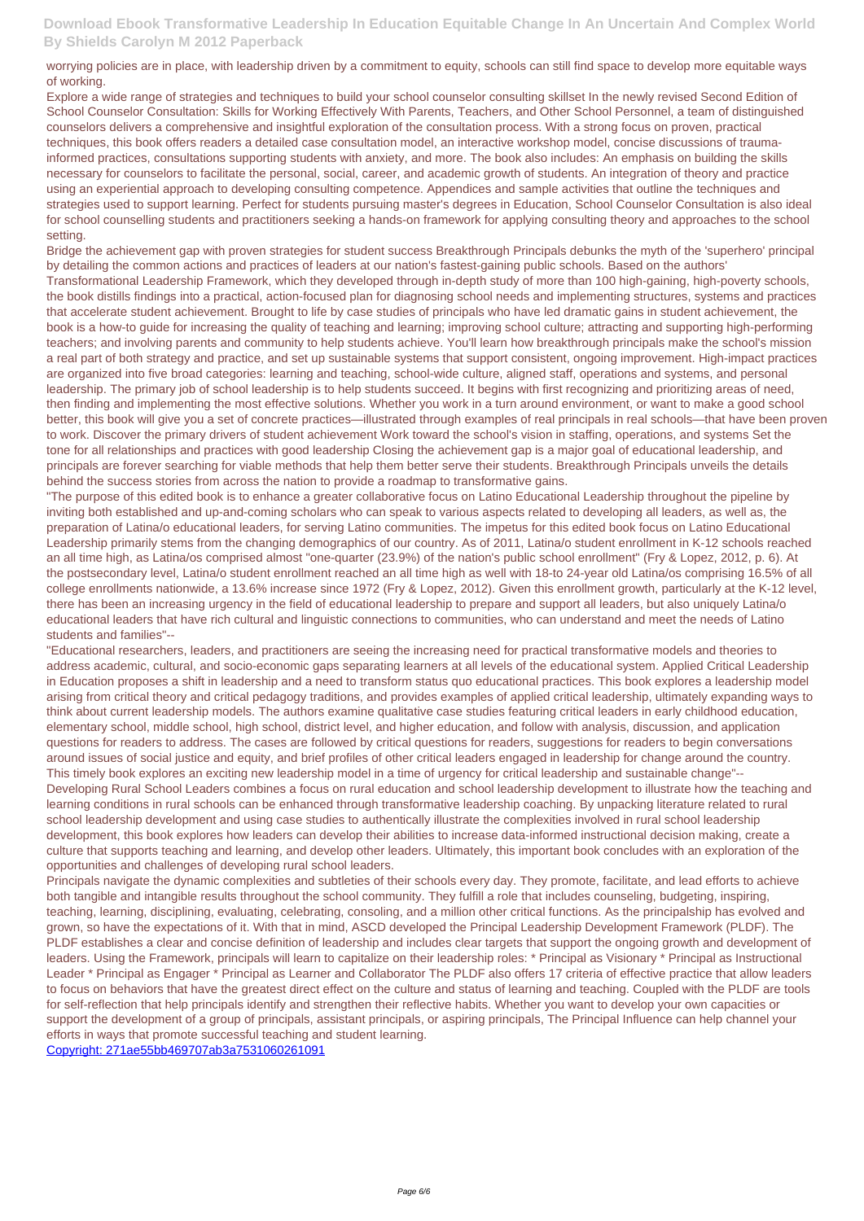worrying policies are in place, with leadership driven by a commitment to equity, schools can still find space to develop more equitable ways of working.

Explore a wide range of strategies and techniques to build your school counselor consulting skillset In the newly revised Second Edition of School Counselor Consultation: Skills for Working Effectively With Parents, Teachers, and Other School Personnel, a team of distinguished counselors delivers a comprehensive and insightful exploration of the consultation process. With a strong focus on proven, practical techniques, this book offers readers a detailed case consultation model, an interactive workshop model, concise discussions of trauma-informed practices, consultations supporting students with anxiety, and more. The book also includes: An emphasis on building the skills necessary for counselors to facilitate the personal, social, career, and academic growth of students. An integration of theory and practice using an experiential approach to developing consulting competence. Appendices and sample activities that outline the techniques and strategies used to support learning. Perfect for students pursuing master's degrees in Education, School Counselor Consultation is also ideal for school counselling students and practitioners seeking a hands-on framework for applying consulting theory and approaches to the school setting.

Bridge the achievement gap with proven strategies for student success Breakthrough Principals debunks the myth of the 'superhero' principal by detailing the common actions and practices of leaders at our nation's fastest-gaining public schools. Based on the authors' Transformational Leadership Framework, which they developed through in-depth study of more than 100 high-gaining, high-poverty schools, the book distills findings into a practical, action-focused plan for diagnosing school needs and implementing structures, systems and practices that accelerate student achievement. Brought to life by case studies of principals who have led dramatic gains in student achievement, the book is a how-to guide for increasing the quality of teaching and learning; improving school culture; attracting and supporting high-performing teachers; and involving parents and community to help students achieve. You'll learn how breakthrough principals make the school's mission a real part of both strategy and practice, and set up sustainable systems that support consistent, ongoing improvement. High-impact practices are organized into five broad categories: learning and teaching, school-wide culture, aligned staff, operations and systems, and personal leadership. The primary job of school leadership is to help students succeed. It begins with first recognizing and prioritizing areas of need, then finding and implementing the most effective solutions. Whether you work in a turn around environment, or want to make a good school better, this book will give you a set of concrete practices—illustrated through examples of real principals in real schools—that have been proven to work. Discover the primary drivers of student achievement Work toward the school's vision in staffing, operations, and systems Set the tone for all relationships and practices with good leadership Closing the achievement gap is a major goal of educational leadership, and principals are forever searching for viable methods that help them better serve their students. Breakthrough Principals unveils the details behind the success stories from across the nation to provide a roadmap to transformative gains.

"The purpose of this edited book is to enhance a greater collaborative focus on Latino Educational Leadership throughout the pipeline by inviting both established and up-and-coming scholars who can speak to various aspects related to developing all leaders, as well as, the preparation of Latina/o educational leaders, for serving Latino communities. The impetus for this edited book focus on Latino Educational Leadership primarily stems from the changing demographics of our country. As of 2011, Latina/o student enrollment in K-12 schools reached an all time high, as Latina/os comprised almost "one-quarter (23.9%) of the nation's public school enrollment" (Fry & Lopez, 2012, p. 6). At the postsecondary level, Latina/o student enrollment reached an all time high as well with 18-to 24-year old Latina/os comprising 16.5% of all college enrollments nationwide, a 13.6% increase since 1972 (Fry & Lopez, 2012). Given this enrollment growth, particularly at the K-12 level, there has been an increasing urgency in the field of educational leadership to prepare and support all leaders, but also uniquely Latina/o educational leaders that have rich cultural and linguistic connections to communities, who can understand and meet the needs of Latino students and families"--

"Educational researchers, leaders, and practitioners are seeing the increasing need for practical transformative models and theories to address academic, cultural, and socio-economic gaps separating learners at all levels of the educational system. Applied Critical Leadership in Education proposes a shift in leadership and a need to transform status quo educational practices. This book explores a leadership model arising from critical theory and critical pedagogy traditions, and provides examples of applied critical leadership, ultimately expanding ways to think about current leadership models. The authors examine qualitative case studies featuring critical leaders in early childhood education, elementary school, middle school, high school, district level, and higher education, and follow with analysis, discussion, and application questions for readers to address. The cases are followed by critical questions for readers, suggestions for readers to begin conversations around issues of social justice and equity, and brief profiles of other critical leaders engaged in leadership for change around the country. This timely book explores an exciting new leadership model in a time of urgency for critical leadership and sustainable change"--

Developing Rural School Leaders combines a focus on rural education and school leadership development to illustrate how the teaching and learning conditions in rural schools can be enhanced through transformative leadership coaching. By unpacking literature related to rural school leadership development and using case studies to authentically illustrate the complexities involved in rural school leadership development, this book explores how leaders can develop their abilities to increase data-informed instructional decision making, create a culture that supports teaching and learning, and develop other leaders. Ultimately, this important book concludes with an exploration of the opportunities and challenges of developing rural school leaders.

Principals navigate the dynamic complexities and subtleties of their schools every day. They promote, facilitate, and lead efforts to achieve both tangible and intangible results throughout the school community. They fulfill a role that includes counseling, budgeting, inspiring, teaching, learning, disciplining, evaluating, celebrating, consoling, and a million other critical functions. As the principalship has evolved and grown, so have the expectations of it. With that in mind, ASCD developed the Principal Leadership Development Framework (PLDF). The PLDF establishes a clear and concise definition of leadership and includes clear targets that support the ongoing growth and development of leaders. Using the Framework, principals will learn to capitalize on their leadership roles: * Principal as Visionary * Principal as Instructional Leader * Principal as Engager * Principal as Learner and Collaborator The PLDF also offers 17 criteria of effective practice that allow leaders to focus on behaviors that have the greatest direct effect on the culture and status of learning and teaching. Coupled with the PLDF are tools for self-reflection that help principals identify and strengthen their reflective habits. Whether you want to develop your own capacities or support the development of a group of principals, assistant principals, or aspiring principals, The Principal Influence can help channel your efforts in ways that promote successful teaching and student learning.

Copyright: 271ae55bb469707ab3a7531060261091